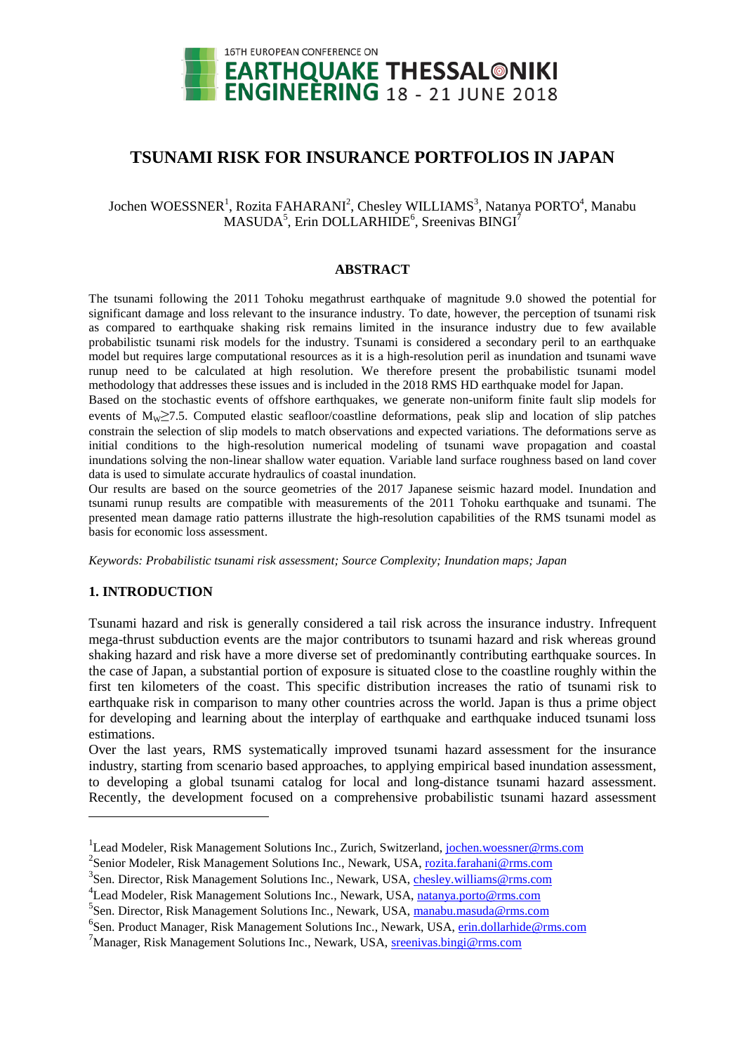# TSUNAMI RISK FOR INSURANCE PORTFOLIOS IN JAPAN

Jochen WOESSNER[1], Rozita FAHARANI[2], Chesley WILLIAMS[3], Natanya PORTO[4], Manabu MASUDA[5], Erin DOLLARHIDE[6], Sreenivas BINGI[7]

## ABSTRACT

The tsunami following the 2011 Tohoku megathrust earthquake of magnitude 9.0 showed the potential for significant damage and loss relevant to the insurance industry. To date, however, the perception of tsunami risk as compared to earthquake shaking risk remains limited in the insurance industry due to few available probabilistic tsunami risk models for the industry. Tsunami is considered a secondary peril to an earthquake model but requires large computational resources as it is a high-resolution peril as inundation and tsunami wave runup need to be calculated at high resolution. We therefore present the probabilistic tsunami model methodology that addresses these issues and is included in the 2018 RMS HD earthquake model for Japan.

Based on the stochastic events of offshore earthquakes, we generate non-uniform finite fault slip models for events of $M_W \geq 7.5$. Computed elastic seafloor/coastline deformations, peak slip and location of slip patches constrain the selection of slip models to match observations and expected variations. The deformations serve as initial conditions to the high-resolution numerical modeling of tsunami wave propagation and coastal inundations solving the non-linear shallow water equation. Variable land surface roughness based on land cover data is used to simulate accurate hydraulics of coastal inundation.

Our results are based on the source geometries of the 2017 Japanese seismic hazard model. Inundation and tsunami runup results are compatible with measurements of the 2011 Tohoku earthquake and tsunami. The presented mean damage ratio patterns illustrate the high-resolution capabilities of the RMS tsunami model as basis for economic loss assessment.

*Keywords: Probabilistic tsunami risk assessment; Source Complexity; Inundation maps; Japan*

## 1. INTRODUCTION

Tsunami hazard and risk is generally considered a tail risk across the insurance industry. Infrequent mega-thrust subduction events are the major contributors to tsunami hazard and risk whereas ground shaking hazard and risk have a more diverse set of predominantly contributing earthquake sources. In the case of Japan, a substantial portion of exposure is situated close to the coastline roughly within the first ten kilometers of the coast. This specific distribution increases the ratio of tsunami risk to earthquake risk in comparison to many other countries across the world. Japan is thus a prime object for developing and learning about the interplay of earthquake and earthquake induced tsunami loss estimations.

Over the last years, RMS systematically improved tsunami hazard assessment for the insurance industry, starting from scenario based approaches, to applying empirical based inundation assessment, to developing a global tsunami catalog for local and long-distance tsunami hazard assessment. Recently, the development focused on a comprehensive probabilistic tsunami hazard assessment

---

[1]Lead Modeler, Risk Management Solutions Inc., Zurich, Switzerland, jochen.woessner@rms.com

[2]Senior Modeler, Risk Management Solutions Inc., Newark, USA, rozita.farahani@rms.com

[3]Sen. Director, Risk Management Solutions Inc., Newark, USA, chesley.williams@rms.com

[4]Lead Modeler, Risk Management Solutions Inc., Newark, USA, natanya.porto@rms.com

[5]Sen. Director, Risk Management Solutions Inc., Newark, USA, manabu.masuda@rms.com

[6]Sen. Product Manager, Risk Management Solutions Inc., Newark, USA, erin.dollarhide@rms.com

[7]Manager, Risk Management Solutions Inc., Newark, USA, sreenivas.bingi@rms.com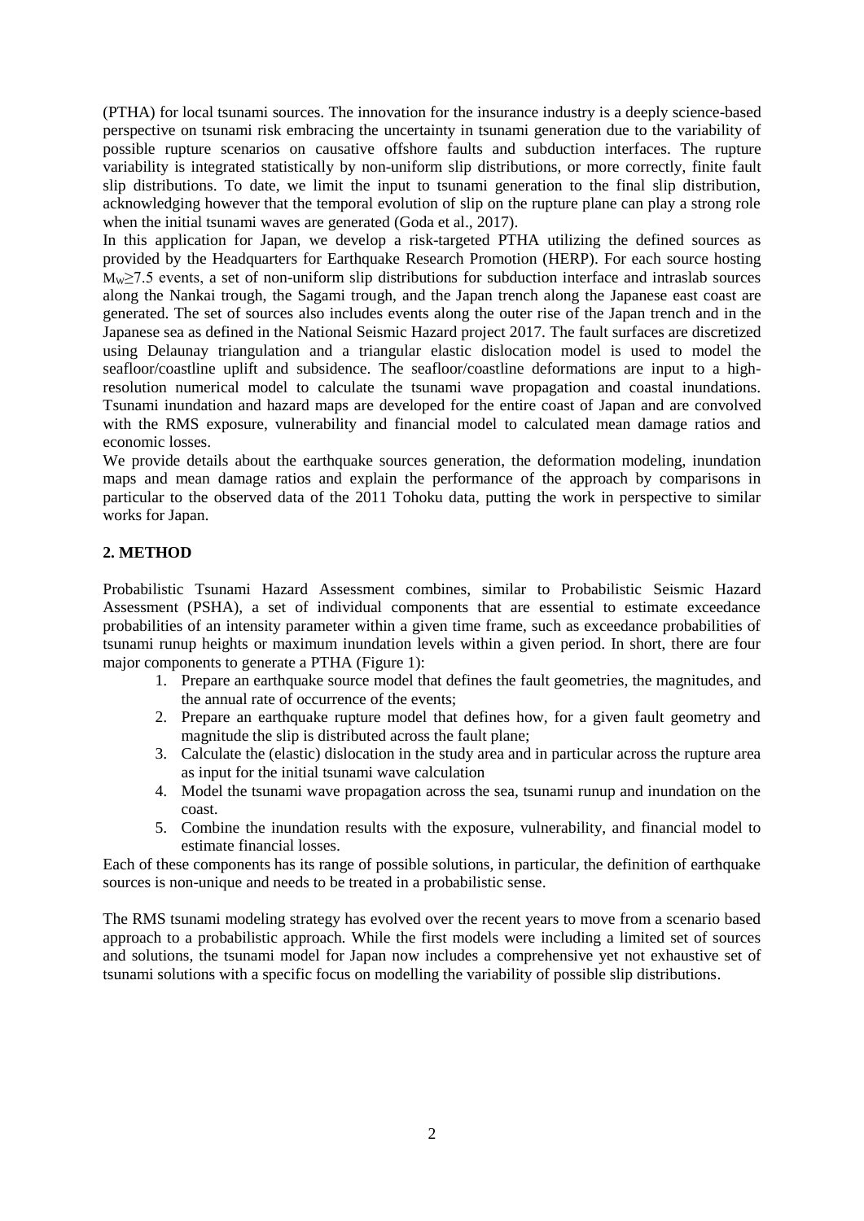(PTHA) for local tsunami sources. The innovation for the insurance industry is a deeply science-based perspective on tsunami risk embracing the uncertainty in tsunami generation due to the variability of possible rupture scenarios on causative offshore faults and subduction interfaces. The rupture variability is integrated statistically by non-uniform slip distributions, or more correctly, finite fault slip distributions. To date, we limit the input to tsunami generation to the final slip distribution, acknowledging however that the temporal evolution of slip on the rupture plane can play a strong role when the initial tsunami waves are generated (Goda et al., 2017).

In this application for Japan, we develop a risk-targeted PTHA utilizing the defined sources as provided by the Headquarters for Earthquake Research Promotion (HERP). For each source hosting $M_W \geq 7.5$ events, a set of non-uniform slip distributions for subduction interface and intraslab sources along the Nankai trough, the Sagami trough, and the Japan trench along the Japanese east coast are generated. The set of sources also includes events along the outer rise of the Japan trench and in the Japanese sea as defined in the National Seismic Hazard project 2017. The fault surfaces are discretized using Delaunay triangulation and a triangular elastic dislocation model is used to model the seafloor/coastline uplift and subsidence. The seafloor/coastline deformations are input to a high-resolution numerical model to calculate the tsunami wave propagation and coastal inundations. Tsunami inundation and hazard maps are developed for the entire coast of Japan and are convolved with the RMS exposure, vulnerability and financial model to calculated mean damage ratios and economic losses.

We provide details about the earthquake sources generation, the deformation modeling, inundation maps and mean damage ratios and explain the performance of the approach by comparisons in particular to the observed data of the 2011 Tohoku data, putting the work in perspective to similar works for Japan.

## 2. METHOD

Probabilistic Tsunami Hazard Assessment combines, similar to Probabilistic Seismic Hazard Assessment (PSHA), a set of individual components that are essential to estimate exceedance probabilities of an intensity parameter within a given time frame, such as exceedance probabilities of tsunami runup heights or maximum inundation levels within a given period. In short, there are four major components to generate a PTHA (Figure 1):

1. Prepare an earthquake source model that defines the fault geometries, the magnitudes, and the annual rate of occurrence of the events;
2. Prepare an earthquake rupture model that defines how, for a given fault geometry and magnitude the slip is distributed across the fault plane;
3. Calculate the (elastic) dislocation in the study area and in particular across the rupture area as input for the initial tsunami wave calculation
4. Model the tsunami wave propagation across the sea, tsunami runup and inundation on the coast.
5. Combine the inundation results with the exposure, vulnerability, and financial model to estimate financial losses.

Each of these components has its range of possible solutions, in particular, the definition of earthquake sources is non-unique and needs to be treated in a probabilistic sense.

The RMS tsunami modeling strategy has evolved over the recent years to move from a scenario based approach to a probabilistic approach. While the first models were including a limited set of sources and solutions, the tsunami model for Japan now includes a comprehensive yet not exhaustive set of tsunami solutions with a specific focus on modelling the variability of possible slip distributions.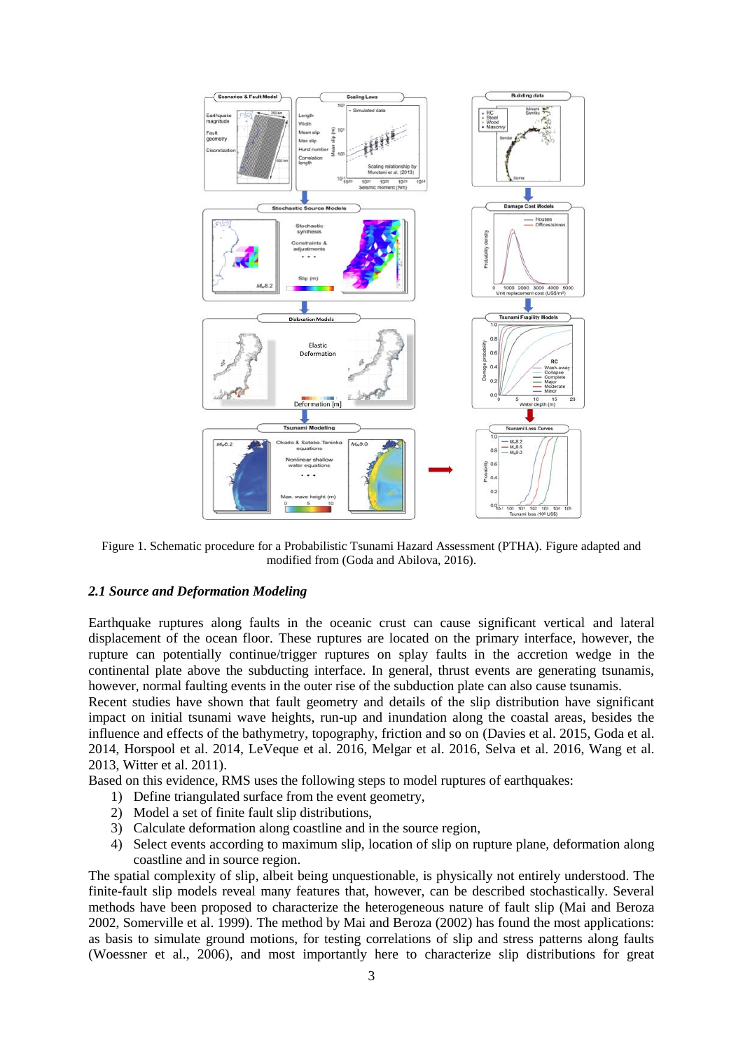Figure 1. Schematic procedure for a Probabilistic Tsunami Hazard Assessment (PTHA). Figure adapted and modified from (Goda and Abilova, 2016).

### *2.1 Source and Deformation Modeling*

Earthquake ruptures along faults in the oceanic crust can cause significant vertical and lateral displacement of the ocean floor. These ruptures are located on the primary interface, however, the rupture can potentially continue/trigger ruptures on splay faults in the accretion wedge in the continental plate above the subducting interface. In general, thrust events are generating tsunamis, however, normal faulting events in the outer rise of the subduction plate can also cause tsunamis.

Recent studies have shown that fault geometry and details of the slip distribution have significant impact on initial tsunami wave heights, run-up and inundation along the coastal areas, besides the influence and effects of the bathymetry, topography, friction and so on (Davies et al. 2015, Goda et al. 2014, Horspool et al. 2014, LeVeque et al. 2016, Melgar et al. 2016, Selva et al. 2016, Wang et al. 2013, Witter et al. 2011).

Based on this evidence, RMS uses the following steps to model ruptures of earthquakes:

1) Define triangulated surface from the event geometry,
2) Model a set of finite fault slip distributions,
3) Calculate deformation along coastline and in the source region,
4) Select events according to maximum slip, location of slip on rupture plane, deformation along coastline and in source region.

The spatial complexity of slip, albeit being unquestionable, is physically not entirely understood. The finite-fault slip models reveal many features that, however, can be described stochastically. Several methods have been proposed to characterize the heterogeneous nature of fault slip (Mai and Beroza 2002, Somerville et al. 1999). The method by Mai and Beroza (2002) has found the most applications: as basis to simulate ground motions, for testing correlations of slip and stress patterns along faults (Woessner et al., 2006), and most importantly here to characterize slip distributions for great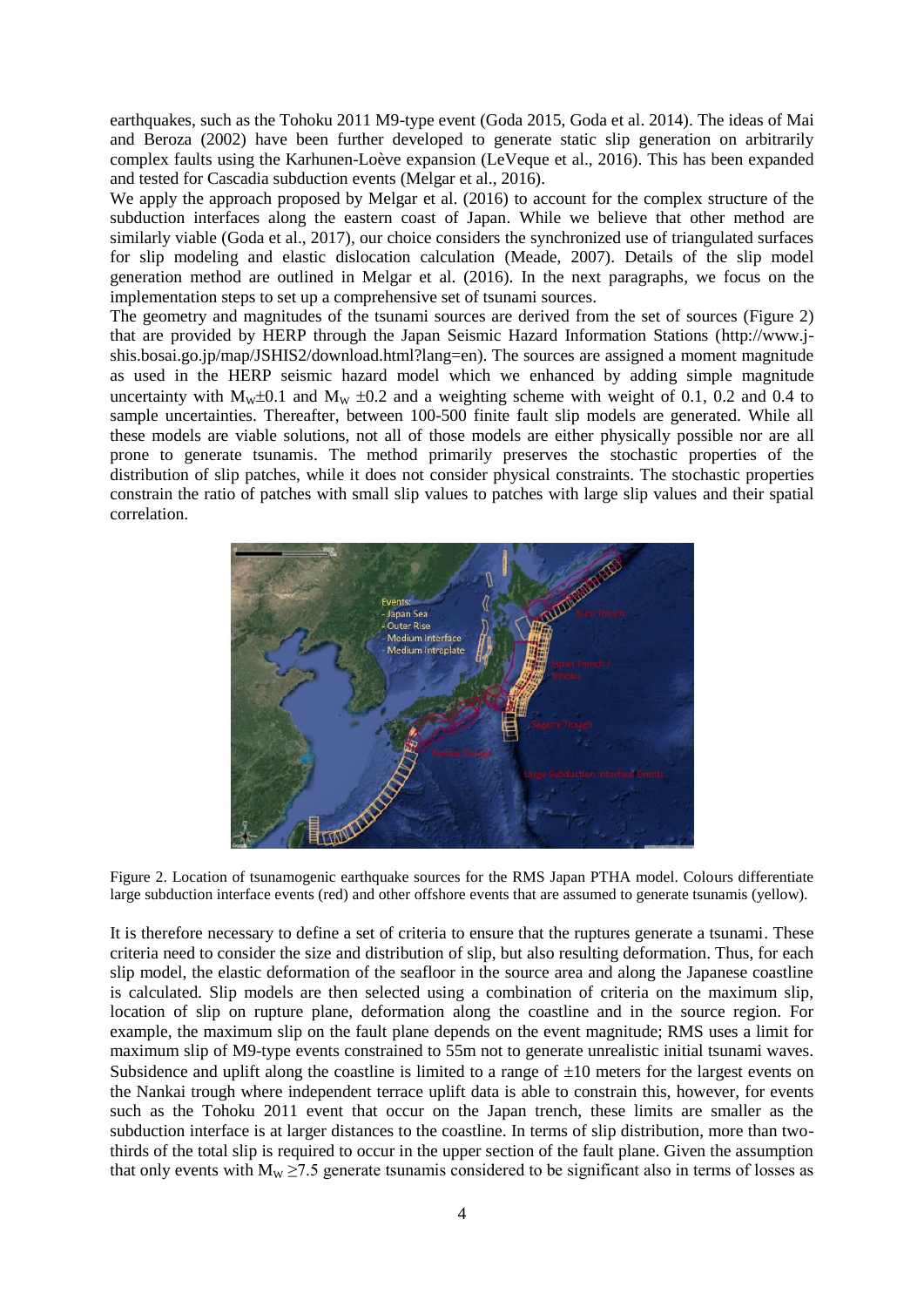earthquakes, such as the Tohoku 2011 M9-type event (Goda 2015, Goda et al. 2014). The ideas of Mai and Beroza (2002) have been further developed to generate static slip generation on arbitrarily complex faults using the Karhunen-Loève expansion (LeVeque et al., 2016). This has been expanded and tested for Cascadia subduction events (Melgar et al., 2016).

We apply the approach proposed by Melgar et al. (2016) to account for the complex structure of the subduction interfaces along the eastern coast of Japan. While we believe that other method are similarly viable (Goda et al., 2017), our choice considers the synchronized use of triangulated surfaces for slip modeling and elastic dislocation calculation (Meade, 2007). Details of the slip model generation method are outlined in Melgar et al. (2016). In the next paragraphs, we focus on the implementation steps to set up a comprehensive set of tsunami sources.

The geometry and magnitudes of the tsunami sources are derived from the set of sources (Figure 2) that are provided by HERP through the Japan Seismic Hazard Information Stations (http://www.j-shis.bosai.go.jp/map/JSHIS2/download.html?lang=en). The sources are assigned a moment magnitude as used in the HERP seismic hazard model which we enhanced by adding simple magnitude uncertainty with $M_W\pm0.1$ and $M_W \pm0.2$ and a weighting scheme with weight of 0.1, 0.2 and 0.4 to sample uncertainties. Thereafter, between 100-500 finite fault slip models are generated. While all these models are viable solutions, not all of those models are either physically possible nor are all prone to generate tsunamis. The method primarily preserves the stochastic properties of the distribution of slip patches, while it does not consider physical constraints. The stochastic properties constrain the ratio of patches with small slip values to patches with large slip values and their spatial correlation.

Figure 2. Location of tsunamogenic earthquake sources for the RMS Japan PTHA model. Colours differentiate large subduction interface events (red) and other offshore events that are assumed to generate tsunamis (yellow).

It is therefore necessary to define a set of criteria to ensure that the ruptures generate a tsunami. These criteria need to consider the size and distribution of slip, but also resulting deformation. Thus, for each slip model, the elastic deformation of the seafloor in the source area and along the Japanese coastline is calculated. Slip models are then selected using a combination of criteria on the maximum slip, location of slip on rupture plane, deformation along the coastline and in the source region. For example, the maximum slip on the fault plane depends on the event magnitude; RMS uses a limit for maximum slip of M9-type events constrained to 55m not to generate unrealistic initial tsunami waves. Subsidence and uplift along the coastline is limited to a range of $\pm10$ meters for the largest events on the Nankai trough where independent terrace uplift data is able to constrain this, however, for events such as the Tohoku 2011 event that occur on the Japan trench, these limits are smaller as the subduction interface is at larger distances to the coastline. In terms of slip distribution, more than two-thirds of the total slip is required to occur in the upper section of the fault plane. Given the assumption that only events with $M_W \geq 7.5$ generate tsunamis considered to be significant also in terms of losses as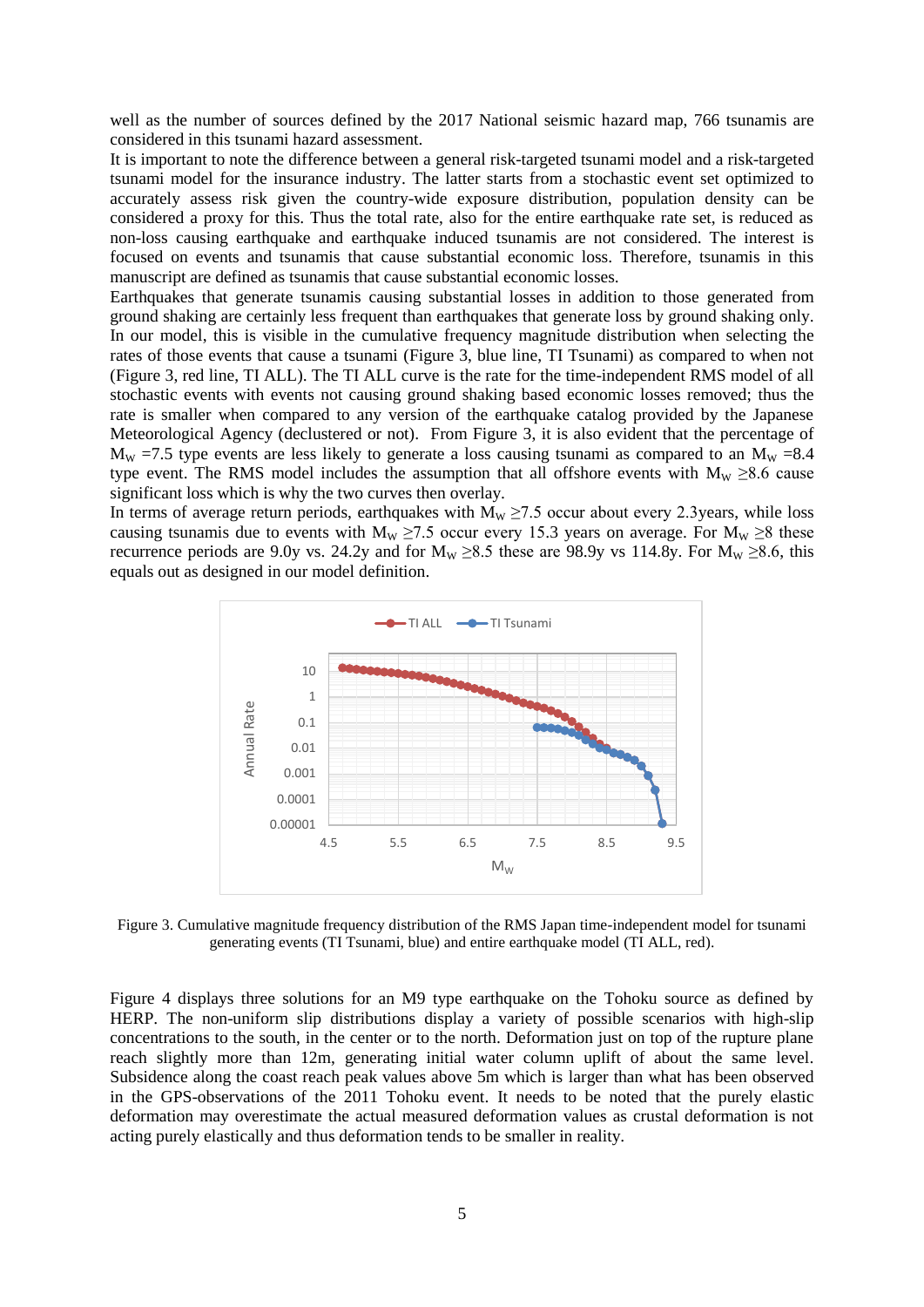well as the number of sources defined by the 2017 National seismic hazard map, 766 tsunamis are considered in this tsunami hazard assessment.

It is important to note the difference between a general risk-targeted tsunami model and a risk-targeted tsunami model for the insurance industry. The latter starts from a stochastic event set optimized to accurately assess risk given the country-wide exposure distribution, population density can be considered a proxy for this. Thus the total rate, also for the entire earthquake rate set, is reduced as non-loss causing earthquake and earthquake induced tsunamis are not considered. The interest is focused on events and tsunamis that cause substantial economic loss. Therefore, tsunamis in this manuscript are defined as tsunamis that cause substantial economic losses.

Earthquakes that generate tsunamis causing substantial losses in addition to those generated from ground shaking are certainly less frequent than earthquakes that generate loss by ground shaking only. In our model, this is visible in the cumulative frequency magnitude distribution when selecting the rates of those events that cause a tsunami (Figure 3, blue line, TI Tsunami) as compared to when not (Figure 3, red line, TI ALL). The TI ALL curve is the rate for the time-independent RMS model of all stochastic events with events not causing ground shaking based economic losses removed; thus the rate is smaller when compared to any version of the earthquake catalog provided by the Japanese Meteorological Agency (declustered or not). From Figure 3, it is also evident that the percentage of $M_W$ =7.5 type events are less likely to generate a loss causing tsunami as compared to an $M_W$ =8.4 type event. The RMS model includes the assumption that all offshore events with $M_W \geq 8.6$ cause significant loss which is why the two curves then overlay.

In terms of average return periods, earthquakes with $M_W \geq 7.5$ occur about every 2.3years, while loss causing tsunamis due to events with $M_W \geq 7.5$ occur every 15.3 years on average. For $M_W \geq 8$ these recurrence periods are 9.0y vs. 24.2y and for $M_W \geq 8.5$ these are 98.9y vs 114.8y. For $M_W \geq 8.6$, this equals out as designed in our model definition.

Figure 3. Cumulative magnitude frequency distribution of the RMS Japan time-independent model for tsunami generating events (TI Tsunami, blue) and entire earthquake model (TI ALL, red).

Figure 4 displays three solutions for an M9 type earthquake on the Tohoku source as defined by HERP. The non-uniform slip distributions display a variety of possible scenarios with high-slip concentrations to the south, in the center or to the north. Deformation just on top of the rupture plane reach slightly more than 12m, generating initial water column uplift of about the same level. Subsidence along the coast reach peak values above 5m which is larger than what has been observed in the GPS-observations of the 2011 Tohoku event. It needs to be noted that the purely elastic deformation may overestimate the actual measured deformation values as crustal deformation is not acting purely elastically and thus deformation tends to be smaller in reality.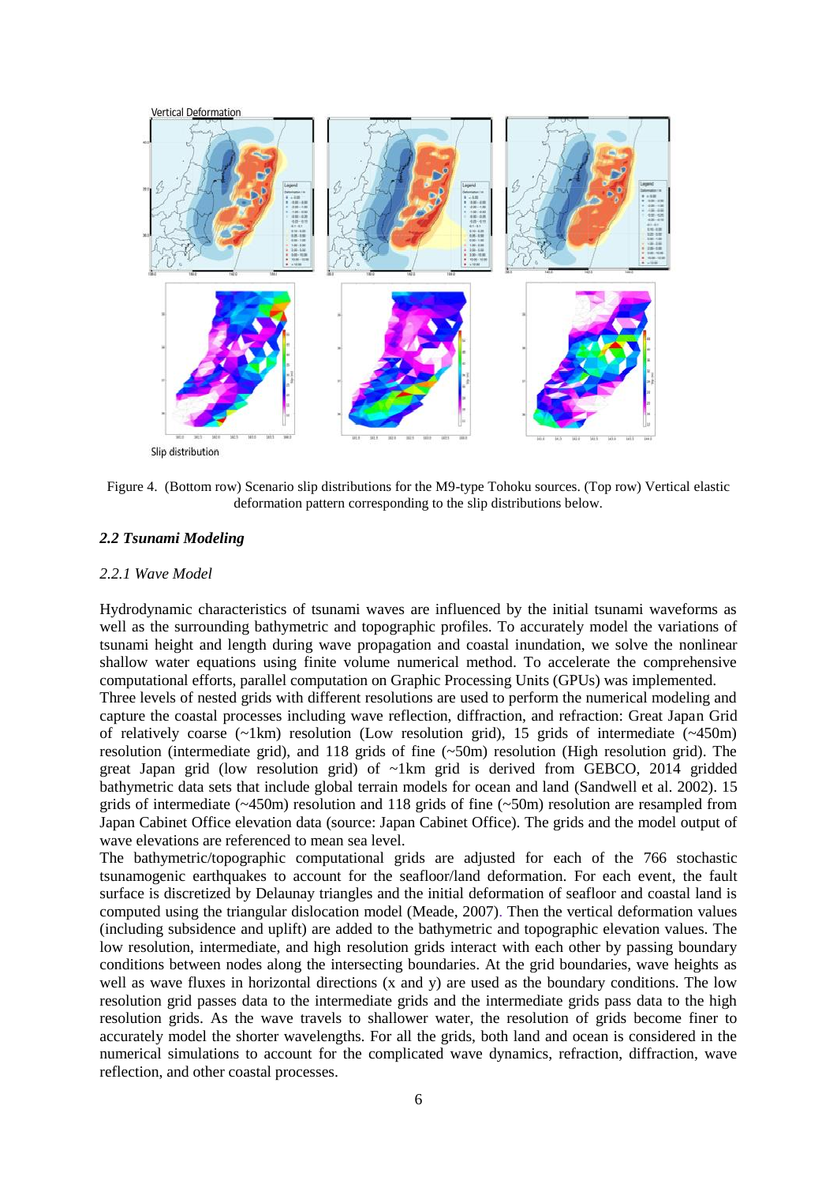Figure 4. (Bottom row) Scenario slip distributions for the M9-type Tohoku sources. (Top row) Vertical elastic deformation pattern corresponding to the slip distributions below.

### *2.2 Tsunami Modeling*

*2.2.1 Wave Model*

Hydrodynamic characteristics of tsunami waves are influenced by the initial tsunami waveforms as well as the surrounding bathymetric and topographic profiles. To accurately model the variations of tsunami height and length during wave propagation and coastal inundation, we solve the nonlinear shallow water equations using finite volume numerical method. To accelerate the comprehensive computational efforts, parallel computation on Graphic Processing Units (GPUs) was implemented.

Three levels of nested grids with different resolutions are used to perform the numerical modeling and capture the coastal processes including wave reflection, diffraction, and refraction: Great Japan Grid of relatively coarse (~1km) resolution (Low resolution grid), 15 grids of intermediate (~450m) resolution (intermediate grid), and 118 grids of fine (~50m) resolution (High resolution grid). The great Japan grid (low resolution grid) of ~1km grid is derived from GEBCO, 2014 gridded bathymetric data sets that include global terrain models for ocean and land (Sandwell et al. 2002). 15 grids of intermediate (~450m) resolution and 118 grids of fine (~50m) resolution are resampled from Japan Cabinet Office elevation data (source: Japan Cabinet Office). The grids and the model output of wave elevations are referenced to mean sea level.

The bathymetric/topographic computational grids are adjusted for each of the 766 stochastic tsunamogenic earthquakes to account for the seafloor/land deformation. For each event, the fault surface is discretized by Delaunay triangles and the initial deformation of seafloor and coastal land is computed using the triangular dislocation model (Meade, 2007). Then the vertical deformation values (including subsidence and uplift) are added to the bathymetric and topographic elevation values. The low resolution, intermediate, and high resolution grids interact with each other by passing boundary conditions between nodes along the intersecting boundaries. At the grid boundaries, wave heights as well as wave fluxes in horizontal directions (x and y) are used as the boundary conditions. The low resolution grid passes data to the intermediate grids and the intermediate grids pass data to the high resolution grids. As the wave travels to shallower water, the resolution of grids become finer to accurately model the shorter wavelengths. For all the grids, both land and ocean is considered in the numerical simulations to account for the complicated wave dynamics, refraction, diffraction, wave reflection, and other coastal processes.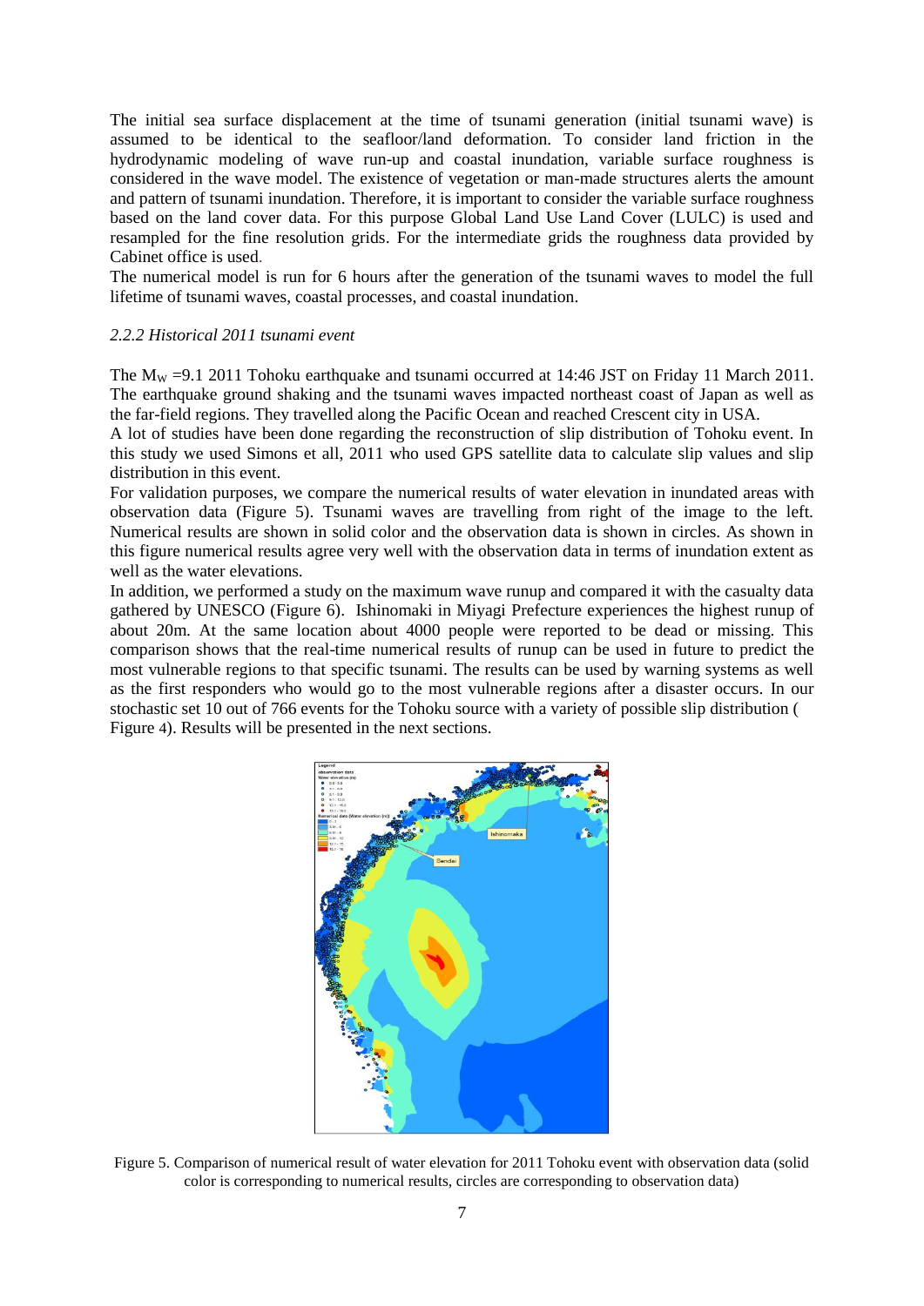The initial sea surface displacement at the time of tsunami generation (initial tsunami wave) is assumed to be identical to the seafloor/land deformation. To consider land friction in the hydrodynamic modeling of wave run-up and coastal inundation, variable surface roughness is considered in the wave model. The existence of vegetation or man-made structures alerts the amount and pattern of tsunami inundation. Therefore, it is important to consider the variable surface roughness based on the land cover data. For this purpose Global Land Use Land Cover (LULC) is used and resampled for the fine resolution grids. For the intermediate grids the roughness data provided by Cabinet office is used.

The numerical model is run for 6 hours after the generation of the tsunami waves to model the full lifetime of tsunami waves, coastal processes, and coastal inundation.

### *2.2.2 Historical 2011 tsunami event*

The $M_W$ =9.1 2011 Tohoku earthquake and tsunami occurred at 14:46 JST on Friday 11 March 2011. The earthquake ground shaking and the tsunami waves impacted northeast coast of Japan as well as the far-field regions. They travelled along the Pacific Ocean and reached Crescent city in USA.

A lot of studies have been done regarding the reconstruction of slip distribution of Tohoku event. In this study we used Simons et all, 2011 who used GPS satellite data to calculate slip values and slip distribution in this event.

For validation purposes, we compare the numerical results of water elevation in inundated areas with observation data (Figure 5). Tsunami waves are travelling from right of the image to the left. Numerical results are shown in solid color and the observation data is shown in circles. As shown in this figure numerical results agree very well with the observation data in terms of inundation extent as well as the water elevations.

In addition, we performed a study on the maximum wave runup and compared it with the casualty data gathered by UNESCO (Figure 6). Ishinomaki in Miyagi Prefecture experiences the highest runup of about 20m. At the same location about 4000 people were reported to be dead or missing. This comparison shows that the real-time numerical results of runup can be used in future to predict the most vulnerable regions to that specific tsunami. The results can be used by warning systems as well as the first responders who would go to the most vulnerable regions after a disaster occurs. In our stochastic set 10 out of 766 events for the Tohoku source with a variety of possible slip distribution ( Figure 4). Results will be presented in the next sections.

Figure 5. Comparison of numerical result of water elevation for 2011 Tohoku event with observation data (solid color is corresponding to numerical results, circles are corresponding to observation data)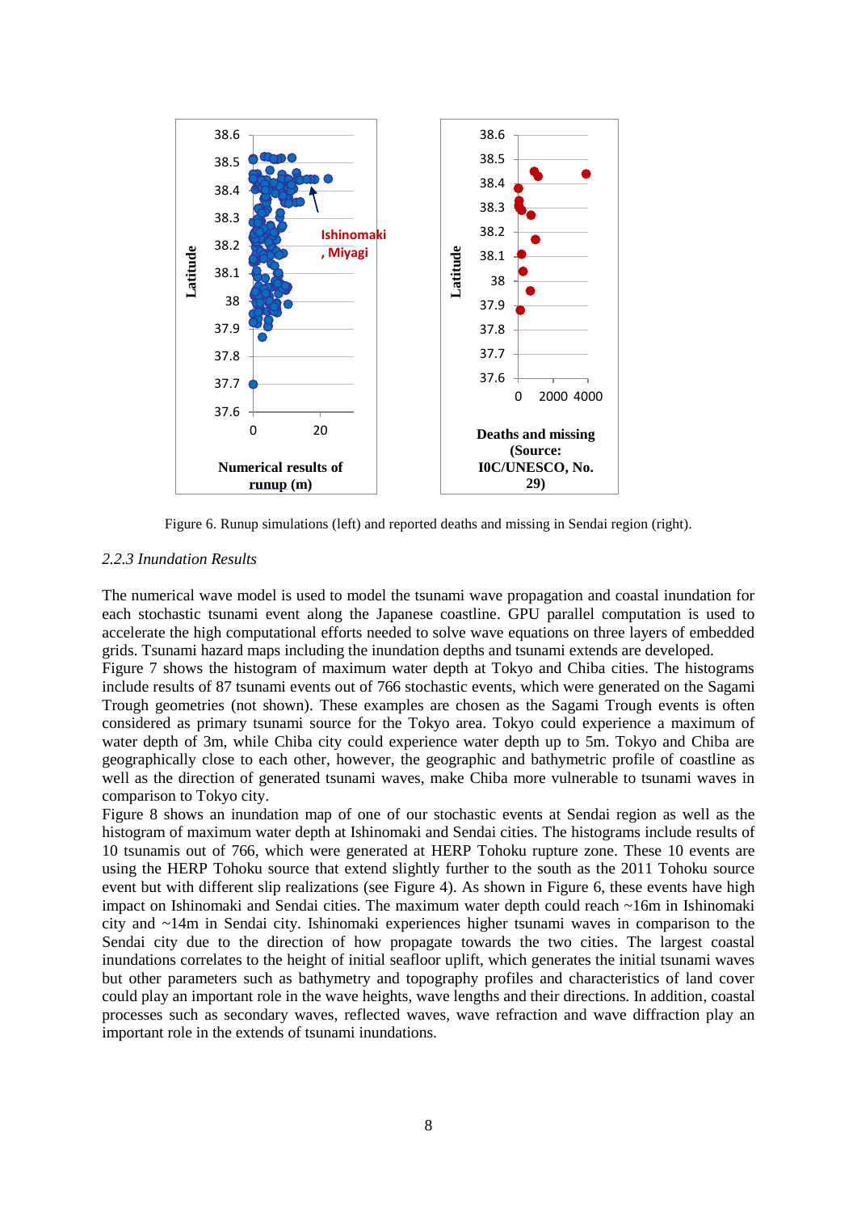Figure 6. Runup simulations (left) and reported deaths and missing in Sendai region (right).

### *2.2.3 Inundation Results*

The numerical wave model is used to model the tsunami wave propagation and coastal inundation for each stochastic tsunami event along the Japanese coastline. GPU parallel computation is used to accelerate the high computational efforts needed to solve wave equations on three layers of embedded grids. Tsunami hazard maps including the inundation depths and tsunami extends are developed.

Figure 7 shows the histogram of maximum water depth at Tokyo and Chiba cities. The histograms include results of 87 tsunami events out of 766 stochastic events, which were generated on the Sagami Trough geometries (not shown). These examples are chosen as the Sagami Trough events is often considered as primary tsunami source for the Tokyo area. Tokyo could experience a maximum of water depth of 3m, while Chiba city could experience water depth up to 5m. Tokyo and Chiba are geographically close to each other, however, the geographic and bathymetric profile of coastline as well as the direction of generated tsunami waves, make Chiba more vulnerable to tsunami waves in comparison to Tokyo city.

Figure 8 shows an inundation map of one of our stochastic events at Sendai region as well as the histogram of maximum water depth at Ishinomaki and Sendai cities. The histograms include results of 10 tsunamis out of 766, which were generated at HERP Tohoku rupture zone. These 10 events are using the HERP Tohoku source that extend slightly further to the south as the 2011 Tohoku source event but with different slip realizations (see Figure 4). As shown in Figure 6, these events have high impact on Ishinomaki and Sendai cities. The maximum water depth could reach ~16m in Ishinomaki city and ~14m in Sendai city. Ishinomaki experiences higher tsunami waves in comparison to the Sendai city due to the direction of how propagate towards the two cities. The largest coastal inundations correlates to the height of initial seafloor uplift, which generates the initial tsunami waves but other parameters such as bathymetry and topography profiles and characteristics of land cover could play an important role in the wave heights, wave lengths and their directions. In addition, coastal processes such as secondary waves, reflected waves, wave refraction and wave diffraction play an important role in the extends of tsunami inundations.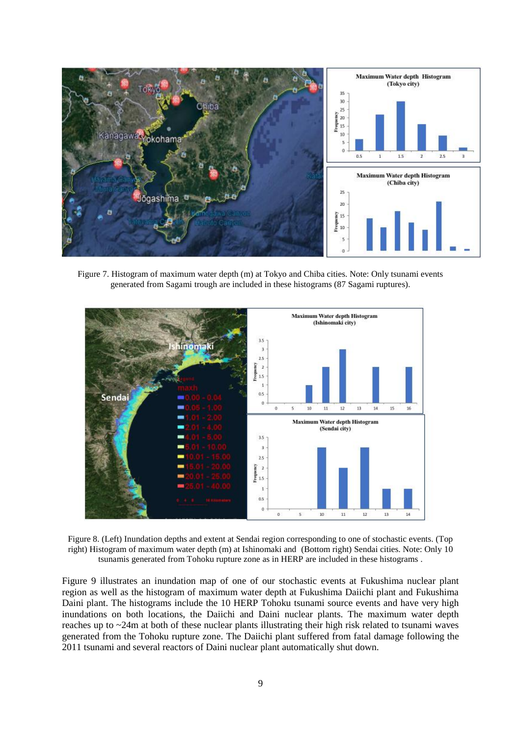Figure 7. Histogram of maximum water depth (m) at Tokyo and Chiba cities. Note: Only tsunami events generated from Sagami trough are included in these histograms (87 Sagami ruptures).

Figure 8. (Left) Inundation depths and extent at Sendai region corresponding to one of stochastic events. (Top right) Histogram of maximum water depth (m) at Ishinomaki and (Bottom right) Sendai cities. Note: Only 10 tsunamis generated from Tohoku rupture zone as in HERP are included in these histograms .

Figure 9 illustrates an inundation map of one of our stochastic events at Fukushima nuclear plant region as well as the histogram of maximum water depth at Fukushima Daiichi plant and Fukushima Daini plant. The histograms include the 10 HERP Tohoku tsunami source events and have very high inundations on both locations, the Daiichi and Daini nuclear plants. The maximum water depth reaches up to ~24m at both of these nuclear plants illustrating their high risk related to tsunami waves generated from the Tohoku rupture zone. The Daiichi plant suffered from fatal damage following the 2011 tsunami and several reactors of Daini nuclear plant automatically shut down.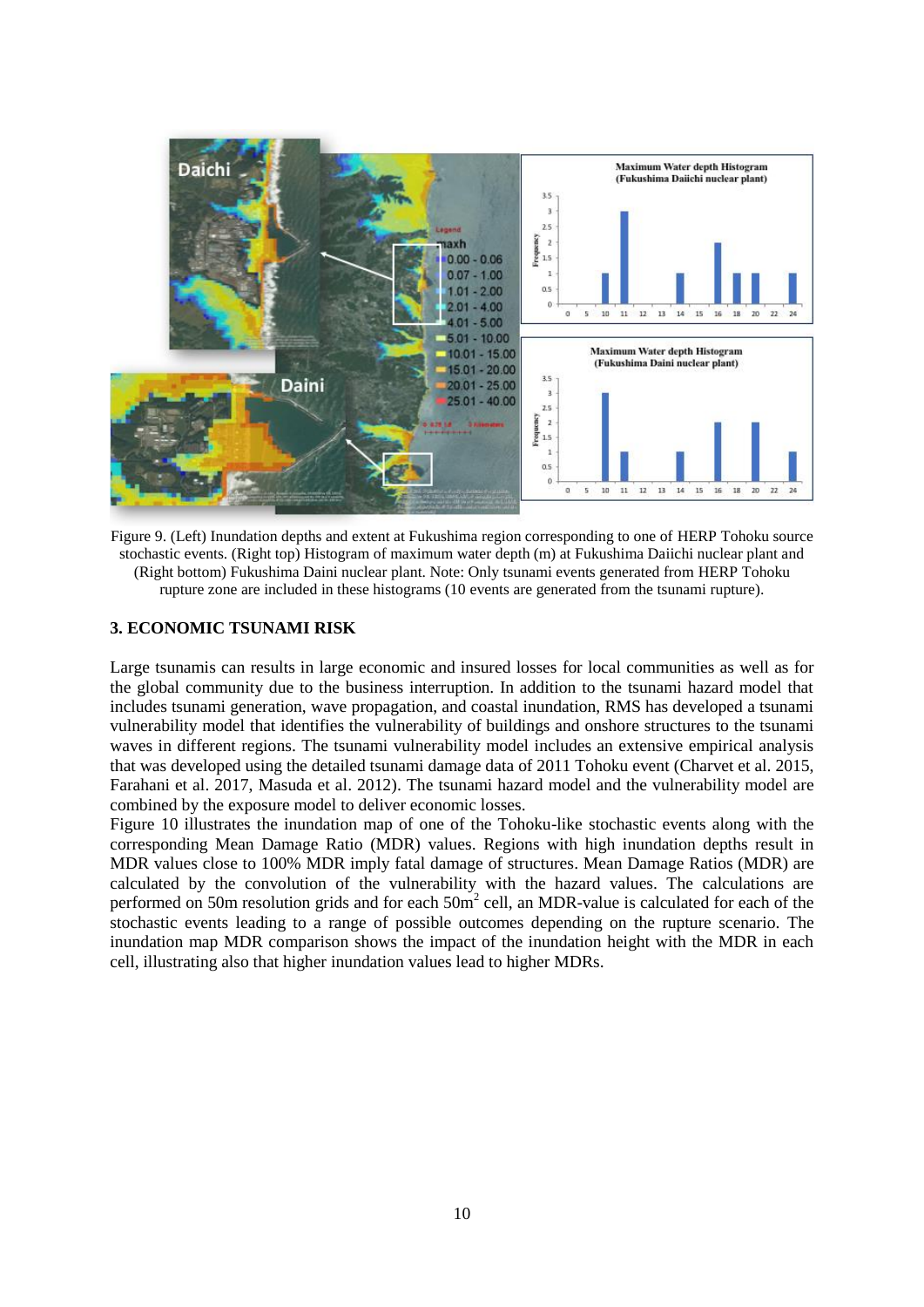Figure 9. (Left) Inundation depths and extent at Fukushima region corresponding to one of HERP Tohoku source stochastic events. (Right top) Histogram of maximum water depth (m) at Fukushima Daiichi nuclear plant and (Right bottom) Fukushima Daini nuclear plant. Note: Only tsunami events generated from HERP Tohoku rupture zone are included in these histograms (10 events are generated from the tsunami rupture).

## 3. ECONOMIC TSUNAMI RISK

Large tsunamis can results in large economic and insured losses for local communities as well as for the global community due to the business interruption. In addition to the tsunami hazard model that includes tsunami generation, wave propagation, and coastal inundation, RMS has developed a tsunami vulnerability model that identifies the vulnerability of buildings and onshore structures to the tsunami waves in different regions. The tsunami vulnerability model includes an extensive empirical analysis that was developed using the detailed tsunami damage data of 2011 Tohoku event (Charvet et al. 2015, Farahani et al. 2017, Masuda et al. 2012). The tsunami hazard model and the vulnerability model are combined by the exposure model to deliver economic losses.

Figure 10 illustrates the inundation map of one of the Tohoku-like stochastic events along with the corresponding Mean Damage Ratio (MDR) values. Regions with high inundation depths result in MDR values close to 100% MDR imply fatal damage of structures. Mean Damage Ratios (MDR) are calculated by the convolution of the vulnerability with the hazard values. The calculations are performed on 50m resolution grids and for each $50m^2$ cell, an MDR-value is calculated for each of the stochastic events leading to a range of possible outcomes depending on the rupture scenario. The inundation map MDR comparison shows the impact of the inundation height with the MDR in each cell, illustrating also that higher inundation values lead to higher MDRs.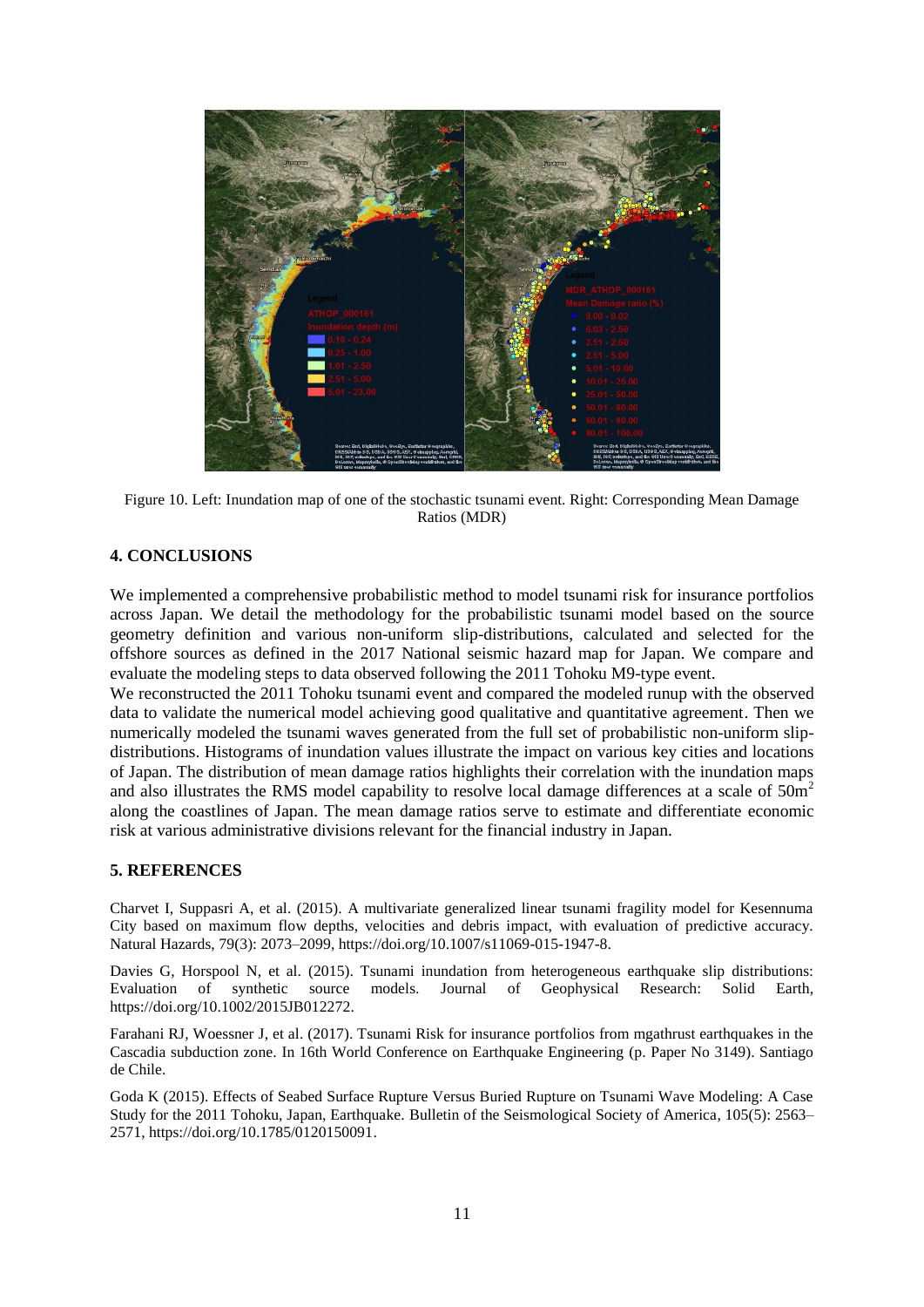Figure 10. Left: Inundation map of one of the stochastic tsunami event. Right: Corresponding Mean Damage Ratios (MDR)

## 4. CONCLUSIONS

We implemented a comprehensive probabilistic method to model tsunami risk for insurance portfolios across Japan. We detail the methodology for the probabilistic tsunami model based on the source geometry definition and various non-uniform slip-distributions, calculated and selected for the offshore sources as defined in the 2017 National seismic hazard map for Japan. We compare and evaluate the modeling steps to data observed following the 2011 Tohoku M9-type event.

We reconstructed the 2011 Tohoku tsunami event and compared the modeled runup with the observed data to validate the numerical model achieving good qualitative and quantitative agreement. Then we numerically modeled the tsunami waves generated from the full set of probabilistic non-uniform slip-distributions. Histograms of inundation values illustrate the impact on various key cities and locations of Japan. The distribution of mean damage ratios highlights their correlation with the inundation maps and also illustrates the RMS model capability to resolve local damage differences at a scale of $50m^2$ along the coastlines of Japan. The mean damage ratios serve to estimate and differentiate economic risk at various administrative divisions relevant for the financial industry in Japan.

## 5. REFERENCES

Charvet I, Suppasri A, et al. (2015). A multivariate generalized linear tsunami fragility model for Kesennuma City based on maximum flow depths, velocities and debris impact, with evaluation of predictive accuracy. Natural Hazards, 79(3): 2073–2099, https://doi.org/10.1007/s11069-015-1947-8.

Davies G, Horspool N, et al. (2015). Tsunami inundation from heterogeneous earthquake slip distributions: Evaluation of synthetic source models. Journal of Geophysical Research: Solid Earth, https://doi.org/10.1002/2015JB012272.

Farahani RJ, Woessner J, et al. (2017). Tsunami Risk for insurance portfolios from mgathrust earthquakes in the Cascadia subduction zone. In 16th World Conference on Earthquake Engineering (p. Paper No 3149). Santiago de Chile.

Goda K (2015). Effects of Seabed Surface Rupture Versus Buried Rupture on Tsunami Wave Modeling: A Case Study for the 2011 Tohoku, Japan, Earthquake. Bulletin of the Seismological Society of America, 105(5): 2563–2571, https://doi.org/10.1785/0120150091.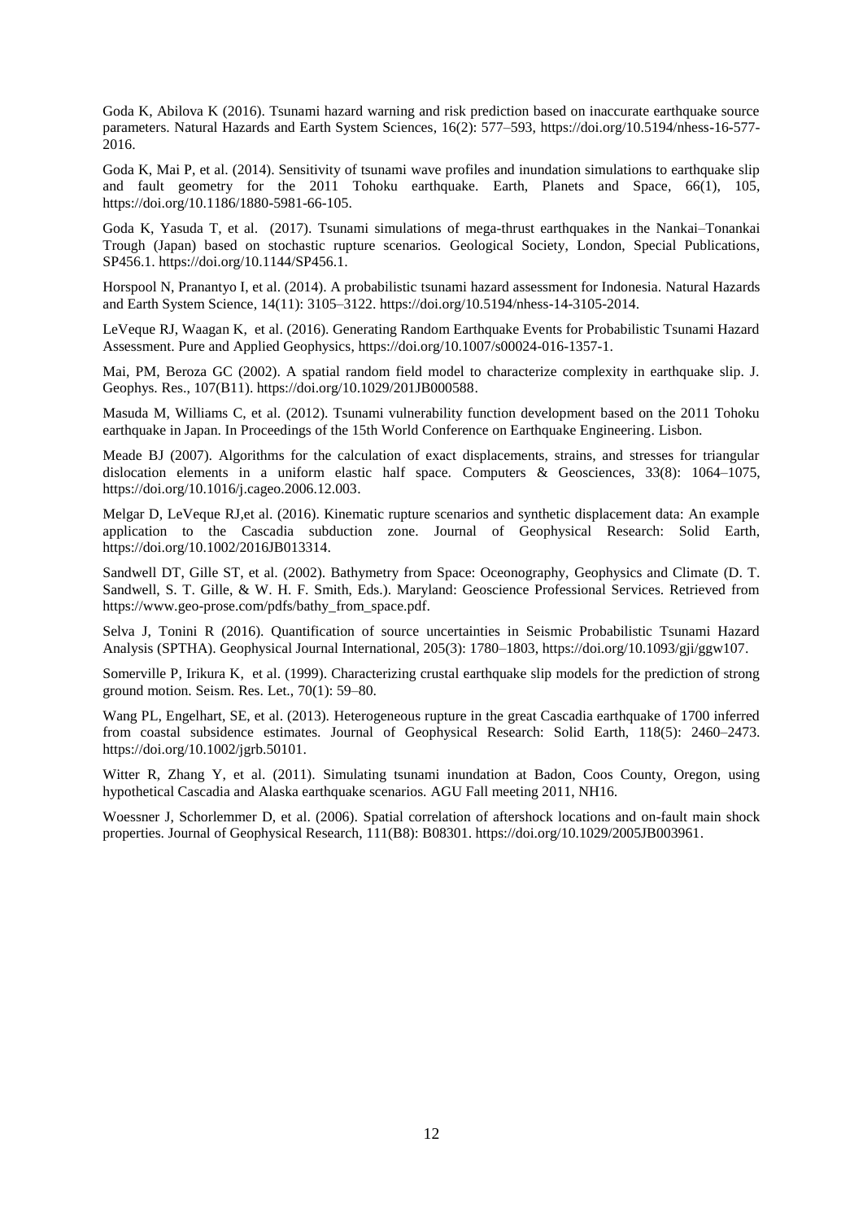Goda K, Abilova K (2016). Tsunami hazard warning and risk prediction based on inaccurate earthquake source parameters. Natural Hazards and Earth System Sciences, 16(2): 577–593, https://doi.org/10.5194/nhess-16-577-2016.

Goda K, Mai P, et al. (2014). Sensitivity of tsunami wave profiles and inundation simulations to earthquake slip and fault geometry for the 2011 Tohoku earthquake. Earth, Planets and Space, 66(1), 105, https://doi.org/10.1186/1880-5981-66-105.

Goda K, Yasuda T, et al. (2017). Tsunami simulations of mega-thrust earthquakes in the Nankai–Tonankai Trough (Japan) based on stochastic rupture scenarios. Geological Society, London, Special Publications, SP456.1. https://doi.org/10.1144/SP456.1.

Horspool N, Pranantyo I, et al. (2014). A probabilistic tsunami hazard assessment for Indonesia. Natural Hazards and Earth System Science, 14(11): 3105–3122. https://doi.org/10.5194/nhess-14-3105-2014.

LeVeque RJ, Waagan K, et al. (2016). Generating Random Earthquake Events for Probabilistic Tsunami Hazard Assessment. Pure and Applied Geophysics, https://doi.org/10.1007/s00024-016-1357-1.

Mai, PM, Beroza GC (2002). A spatial random field model to characterize complexity in earthquake slip. J. Geophys. Res., 107(B11). https://doi.org/10.1029/201JB000588.

Masuda M, Williams C, et al. (2012). Tsunami vulnerability function development based on the 2011 Tohoku earthquake in Japan. In Proceedings of the 15th World Conference on Earthquake Engineering. Lisbon.

Meade BJ (2007). Algorithms for the calculation of exact displacements, strains, and stresses for triangular dislocation elements in a uniform elastic half space. Computers & Geosciences, 33(8): 1064–1075, https://doi.org/10.1016/j.cageo.2006.12.003.

Melgar D, LeVeque RJ,et al. (2016). Kinematic rupture scenarios and synthetic displacement data: An example application to the Cascadia subduction zone. Journal of Geophysical Research: Solid Earth, https://doi.org/10.1002/2016JB013314.

Sandwell DT, Gille ST, et al. (2002). Bathymetry from Space: Oceonography, Geophysics and Climate (D. T. Sandwell, S. T. Gille, & W. H. F. Smith, Eds.). Maryland: Geoscience Professional Services. Retrieved from https://www.geo-prose.com/pdfs/bathy_from_space.pdf.

Selva J, Tonini R (2016). Quantification of source uncertainties in Seismic Probabilistic Tsunami Hazard Analysis (SPTHA). Geophysical Journal International, 205(3): 1780–1803, https://doi.org/10.1093/gji/ggw107.

Somerville P, Irikura K, et al. (1999). Characterizing crustal earthquake slip models for the prediction of strong ground motion. Seism. Res. Let., 70(1): 59–80.

Wang PL, Engelhart, SE, et al. (2013). Heterogeneous rupture in the great Cascadia earthquake of 1700 inferred from coastal subsidence estimates. Journal of Geophysical Research: Solid Earth, 118(5): 2460–2473. https://doi.org/10.1002/jgrb.50101.

Witter R, Zhang Y, et al. (2011). Simulating tsunami inundation at Badon, Coos County, Oregon, using hypothetical Cascadia and Alaska earthquake scenarios. AGU Fall meeting 2011, NH16.

Woessner J, Schorlemmer D, et al. (2006). Spatial correlation of aftershock locations and on-fault main shock properties. Journal of Geophysical Research, 111(B8): B08301. https://doi.org/10.1029/2005JB003961.